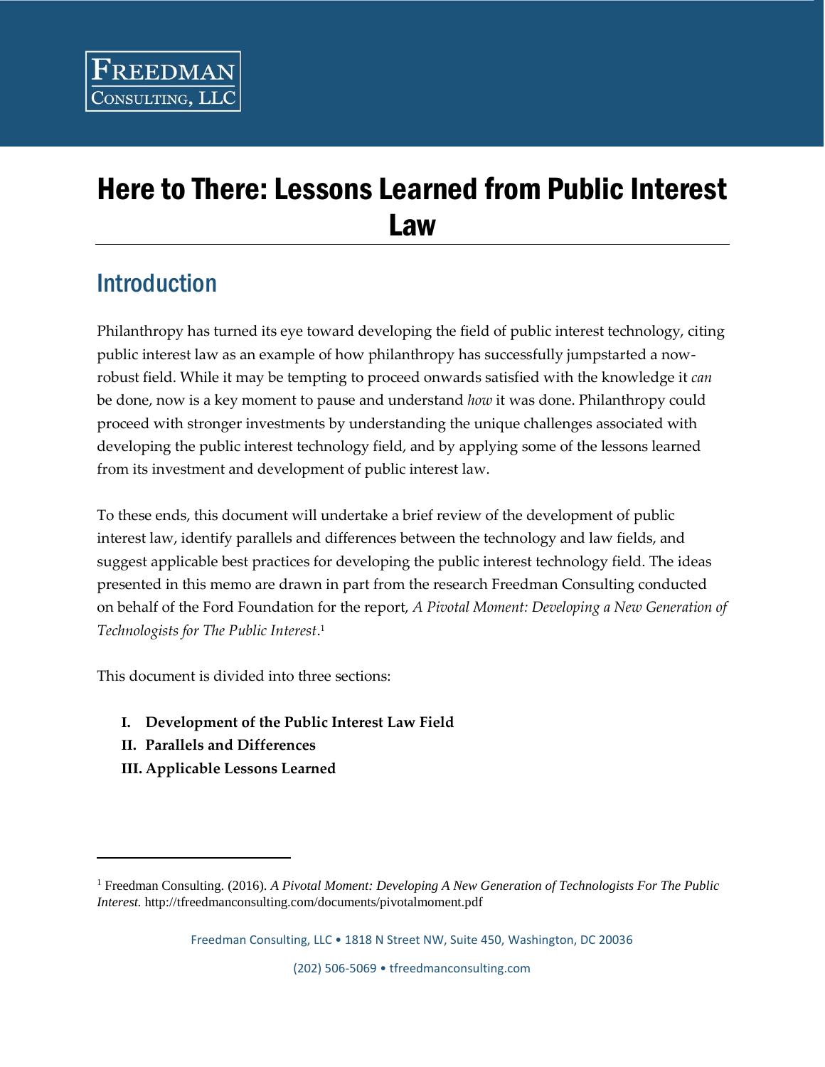FREEDMAN CONSULTING, LLC

# Here to There: Lessons Learned from Public Interest Law

## Introduction

Philanthropy has turned its eye toward developing the field of public interest technology, citing public interest law as an example of how philanthropy has successfully jumpstarted a now-robust field. While it may be tempting to proceed onwards satisfied with the knowledge it *can* be done, now is a key moment to pause and understand *how* it was done. Philanthropy could proceed with stronger investments by understanding the unique challenges associated with developing the public interest technology field, and by applying some of the lessons learned from its investment and development of public interest law.

To these ends, this document will undertake a brief review of the development of public interest law, identify parallels and differences between the technology and law fields, and suggest applicable best practices for developing the public interest technology field. The ideas presented in this memo are drawn in part from the research Freedman Consulting conducted on behalf of the Ford Foundation for the report, *A Pivotal Moment: Developing a New Generation of Technologists for The Public Interest*.[1]

This document is divided into three sections:

- **I. Development of the Public Interest Law Field**
- **II. Parallels and Differences**
- **III. Applicable Lessons Learned**

---

[1] Freedman Consulting. (2016). *A Pivotal Moment: Developing A New Generation of Technologists For The Public Interest.* http://tfreedmanconsulting.com/documents/pivotalmoment.pdf

Freedman Consulting, LLC • 1818 N Street NW, Suite 450, Washington, DC 20036

(202) 506-5069 • tfreedmanconsulting.com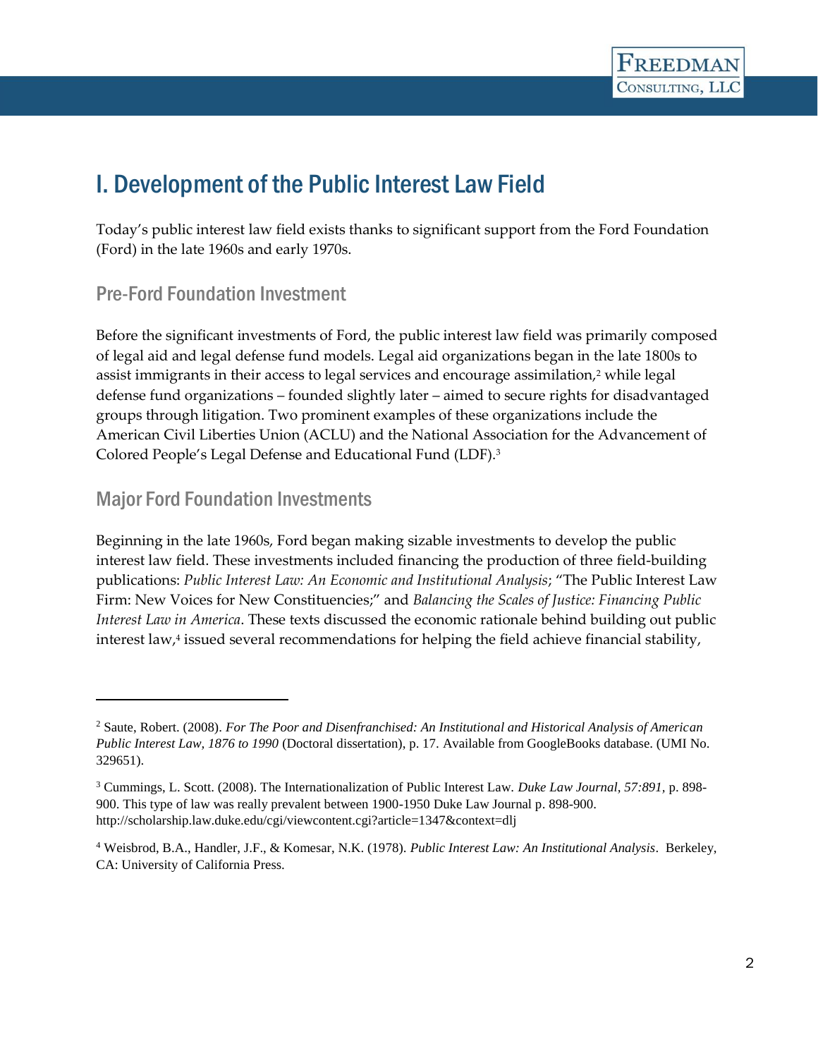# I. Development of the Public Interest Law Field

Today's public interest law field exists thanks to significant support from the Ford Foundation (Ford) in the late 1960s and early 1970s.

## Pre-Ford Foundation Investment

Before the significant investments of Ford, the public interest law field was primarily composed of legal aid and legal defense fund models. Legal aid organizations began in the late 1800s to assist immigrants in their access to legal services and encourage assimilation,[2] while legal defense fund organizations – founded slightly later – aimed to secure rights for disadvantaged groups through litigation. Two prominent examples of these organizations include the American Civil Liberties Union (ACLU) and the National Association for the Advancement of Colored People's Legal Defense and Educational Fund (LDF).[3]

## Major Ford Foundation Investments

Beginning in the late 1960s, Ford began making sizable investments to develop the public interest law field. These investments included financing the production of three field-building publications: *Public Interest Law: An Economic and Institutional Analysis*; "The Public Interest Law Firm: New Voices for New Constituencies;" and *Balancing the Scales of Justice: Financing Public Interest Law in America*. These texts discussed the economic rationale behind building out public interest law,[4] issued several recommendations for helping the field achieve financial stability,

---

[2] Saute, Robert. (2008). *For The Poor and Disenfranchised: An Institutional and Historical Analysis of American Public Interest Law, 1876 to 1990* (Doctoral dissertation), p. 17. Available from GoogleBooks database. (UMI No. 329651).

[3] Cummings, L. Scott. (2008). The Internationalization of Public Interest Law. *Duke Law Journal, 57:891,* p. 898-900. This type of law was really prevalent between 1900-1950 Duke Law Journal p. 898-900. http://scholarship.law.duke.edu/cgi/viewcontent.cgi?article=1347&context=dlj

[4] Weisbrod, B.A., Handler, J.F., & Komesar, N.K. (1978). *Public Interest Law: An Institutional Analysis*. Berkeley, CA: University of California Press.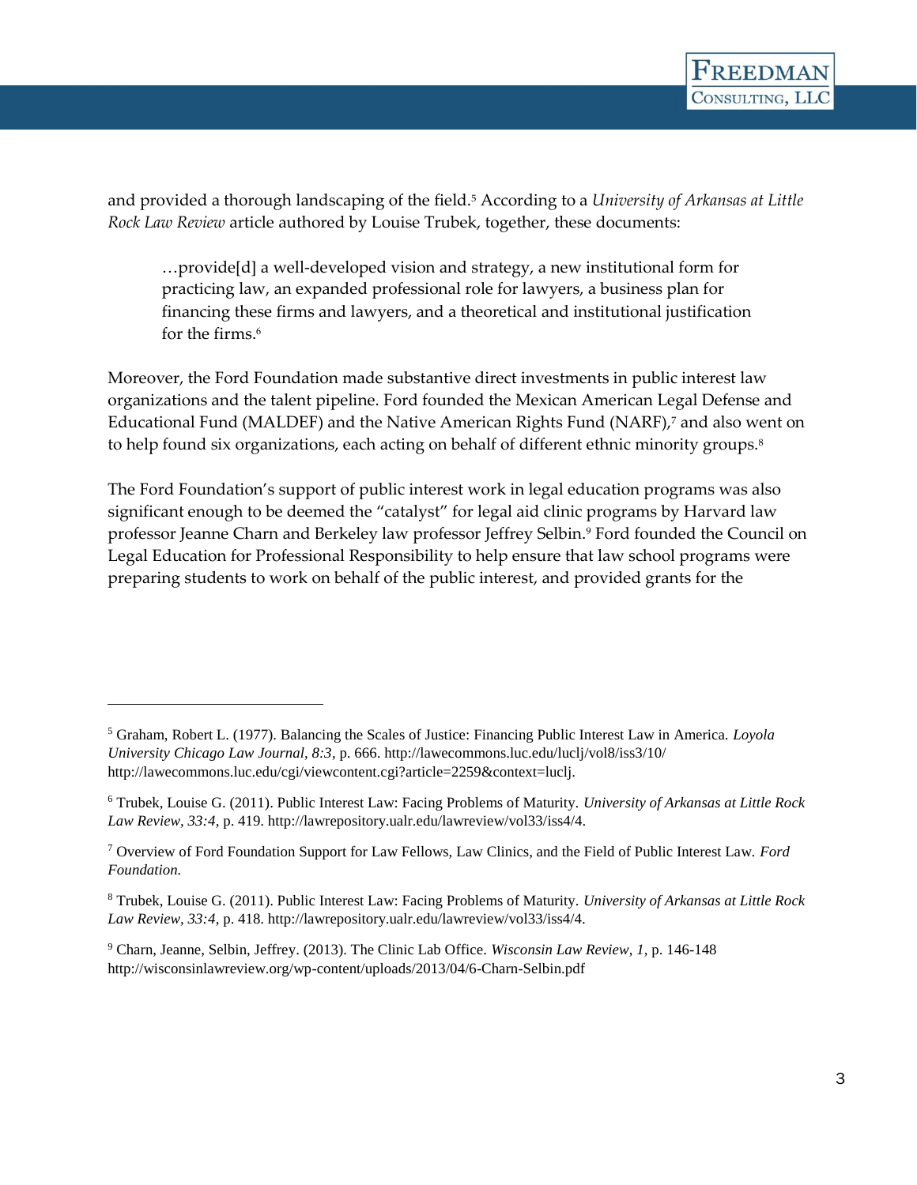and provided a thorough landscaping of the field.[5] According to a *University of Arkansas at Little Rock Law Review* article authored by Louise Trubek, together, these documents:

> …provide[d] a well-developed vision and strategy, a new institutional form for practicing law, an expanded professional role for lawyers, a business plan for financing these firms and lawyers, and a theoretical and institutional justification for the firms.[6]

Moreover, the Ford Foundation made substantive direct investments in public interest law organizations and the talent pipeline. Ford founded the Mexican American Legal Defense and Educational Fund (MALDEF) and the Native American Rights Fund (NARF),[7] and also went on to help found six organizations, each acting on behalf of different ethnic minority groups.[8]

The Ford Foundation's support of public interest work in legal education programs was also significant enough to be deemed the "catalyst" for legal aid clinic programs by Harvard law professor Jeanne Charn and Berkeley law professor Jeffrey Selbin.[9] Ford founded the Council on Legal Education for Professional Responsibility to help ensure that law school programs were preparing students to work on behalf of the public interest, and provided grants for the

---

[5] Graham, Robert L. (1977). Balancing the Scales of Justice: Financing Public Interest Law in America. *Loyola University Chicago Law Journal*, *8:3*, p. 666. http://lawecommons.luc.edu/luclj/vol8/iss3/10/ http://lawecommons.luc.edu/cgi/viewcontent.cgi?article=2259&context=luclj.

[6] Trubek, Louise G. (2011). Public Interest Law: Facing Problems of Maturity. *University of Arkansas at Little Rock Law Review*, *33:4*, p. 419. http://lawrepository.ualr.edu/lawreview/vol33/iss4/4.

[7] Overview of Ford Foundation Support for Law Fellows, Law Clinics, and the Field of Public Interest Law. *Ford Foundation.*

[8] Trubek, Louise G. (2011). Public Interest Law: Facing Problems of Maturity. *University of Arkansas at Little Rock Law Review*, *33:4*, p. 418. http://lawrepository.ualr.edu/lawreview/vol33/iss4/4.

[9] Charn, Jeanne, Selbin, Jeffrey. (2013). The Clinic Lab Office. *Wisconsin Law Review*, *1*, p. 146-148 http://wisconsinlawreview.org/wp-content/uploads/2013/04/6-Charn-Selbin.pdf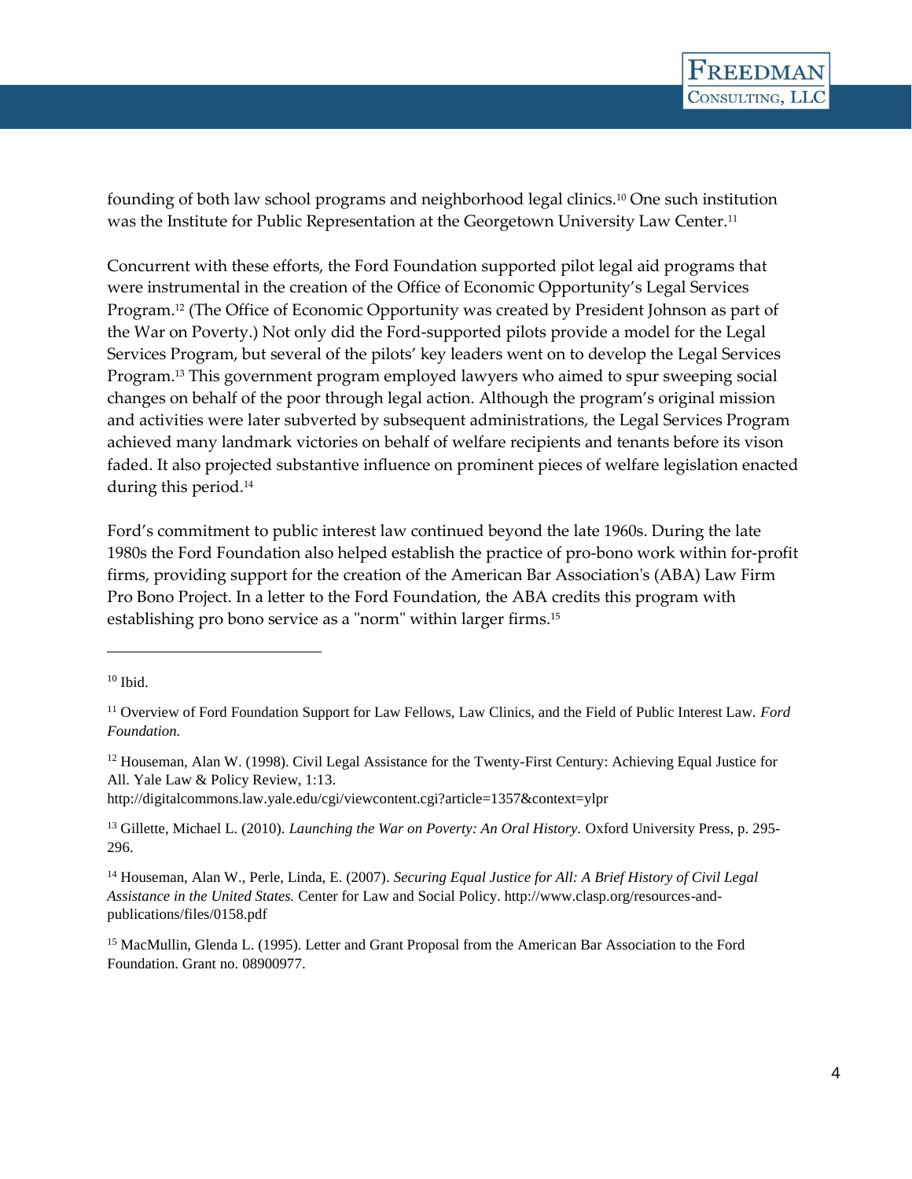founding of both law school programs and neighborhood legal clinics.[10] One such institution was the Institute for Public Representation at the Georgetown University Law Center.[11]

Concurrent with these efforts, the Ford Foundation supported pilot legal aid programs that were instrumental in the creation of the Office of Economic Opportunity's Legal Services Program.[12] (The Office of Economic Opportunity was created by President Johnson as part of the War on Poverty.) Not only did the Ford-supported pilots provide a model for the Legal Services Program, but several of the pilots' key leaders went on to develop the Legal Services Program.[13] This government program employed lawyers who aimed to spur sweeping social changes on behalf of the poor through legal action. Although the program's original mission and activities were later subverted by subsequent administrations, the Legal Services Program achieved many landmark victories on behalf of welfare recipients and tenants before its vison faded. It also projected substantive influence on prominent pieces of welfare legislation enacted during this period.[14]

Ford's commitment to public interest law continued beyond the late 1960s. During the late 1980s the Ford Foundation also helped establish the practice of pro-bono work within for-profit firms, providing support for the creation of the American Bar Association's (ABA) Law Firm Pro Bono Project. In a letter to the Ford Foundation, the ABA credits this program with establishing pro bono service as a "norm" within larger firms.[15]

---

[10] Ibid.

[11] Overview of Ford Foundation Support for Law Fellows, Law Clinics, and the Field of Public Interest Law. *Ford Foundation.*

[12] Houseman, Alan W. (1998). Civil Legal Assistance for the Twenty-First Century: Achieving Equal Justice for All. Yale Law & Policy Review, 1:13. http://digitalcommons.law.yale.edu/cgi/viewcontent.cgi?article=1357&context=ylpr

[13] Gillette, Michael L. (2010). *Launching the War on Poverty: An Oral History.* Oxford University Press, p. 295-296.

[14] Houseman, Alan W., Perle, Linda, E. (2007). *Securing Equal Justice for All: A Brief History of Civil Legal Assistance in the United States.* Center for Law and Social Policy. http://www.clasp.org/resources-and-publications/files/0158.pdf

[15] MacMullin, Glenda L. (1995). Letter and Grant Proposal from the American Bar Association to the Ford Foundation. Grant no. 08900977.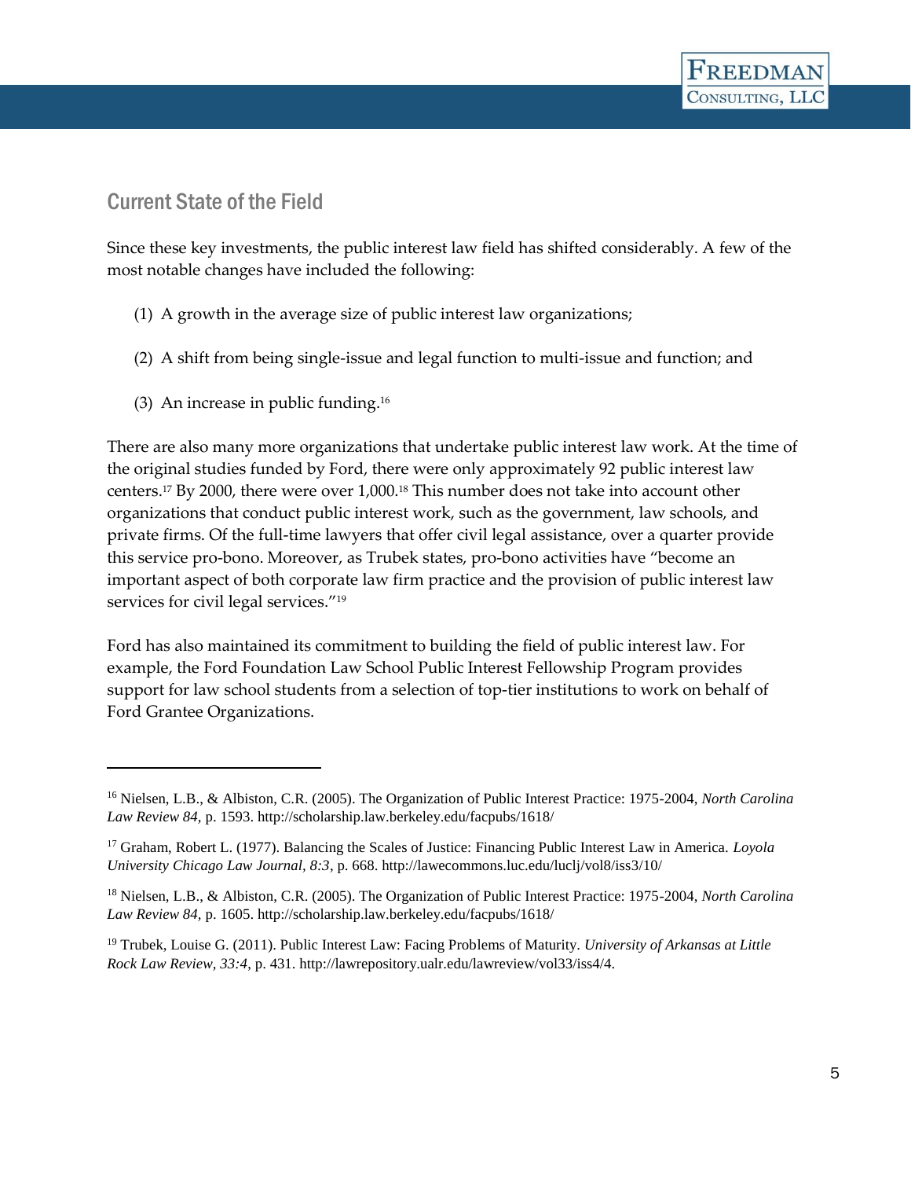## Current State of the Field

Since these key investments, the public interest law field has shifted considerably. A few of the most notable changes have included the following:

(1) A growth in the average size of public interest law organizations;

(2) A shift from being single-issue and legal function to multi-issue and function; and

(3) An increase in public funding.[16]

There are also many more organizations that undertake public interest law work. At the time of the original studies funded by Ford, there were only approximately 92 public interest law centers.[17] By 2000, there were over 1,000.[18] This number does not take into account other organizations that conduct public interest work, such as the government, law schools, and private firms. Of the full-time lawyers that offer civil legal assistance, over a quarter provide this service pro-bono. Moreover, as Trubek states, pro-bono activities have "become an important aspect of both corporate law firm practice and the provision of public interest law services for civil legal services."[19]

Ford has also maintained its commitment to building the field of public interest law. For example, the Ford Foundation Law School Public Interest Fellowship Program provides support for law school students from a selection of top-tier institutions to work on behalf of Ford Grantee Organizations.

---

[16] Nielsen, L.B., & Albiston, C.R. (2005). The Organization of Public Interest Practice: 1975-2004, *North Carolina Law Review 84*, p. 1593. http://scholarship.law.berkeley.edu/facpubs/1618/

[17] Graham, Robert L. (1977). Balancing the Scales of Justice: Financing Public Interest Law in America. *Loyola University Chicago Law Journal, 8:3*, p. 668. http://lawecommons.luc.edu/luclj/vol8/iss3/10/

[18] Nielsen, L.B., & Albiston, C.R. (2005). The Organization of Public Interest Practice: 1975-2004, *North Carolina Law Review 84*, p. 1605. http://scholarship.law.berkeley.edu/facpubs/1618/

[19] Trubek, Louise G. (2011). Public Interest Law: Facing Problems of Maturity. *University of Arkansas at Little Rock Law Review, 33:4*, p. 431. http://lawrepository.ualr.edu/lawreview/vol33/iss4/4.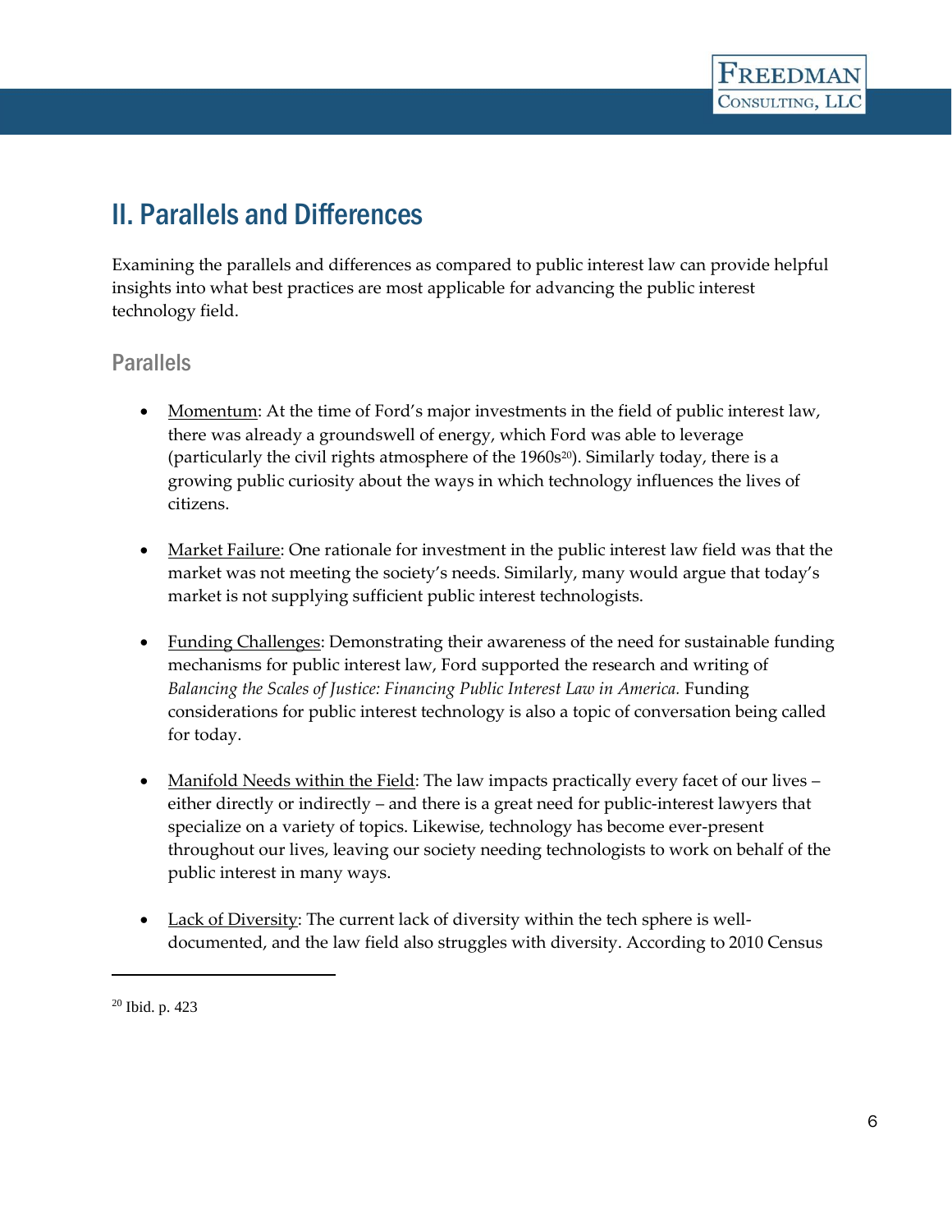## II. Parallels and Differences

Examining the parallels and differences as compared to public interest law can provide helpful insights into what best practices are most applicable for advancing the public interest technology field.

### Parallels

- Momentum: At the time of Ford's major investments in the field of public interest law, there was already a groundswell of energy, which Ford was able to leverage (particularly the civil rights atmosphere of the 1960s[20]). Similarly today, there is a growing public curiosity about the ways in which technology influences the lives of citizens.

- Market Failure: One rationale for investment in the public interest law field was that the market was not meeting the society's needs. Similarly, many would argue that today's market is not supplying sufficient public interest technologists.

- Funding Challenges: Demonstrating their awareness of the need for sustainable funding mechanisms for public interest law, Ford supported the research and writing of *Balancing the Scales of Justice: Financing Public Interest Law in America.* Funding considerations for public interest technology is also a topic of conversation being called for today.

- Manifold Needs within the Field: The law impacts practically every facet of our lives – either directly or indirectly – and there is a great need for public-interest lawyers that specialize on a variety of topics. Likewise, technology has become ever-present throughout our lives, leaving our society needing technologists to work on behalf of the public interest in many ways.

- Lack of Diversity: The current lack of diversity within the tech sphere is well-documented, and the law field also struggles with diversity. According to 2010 Census

[20] Ibid. p. 423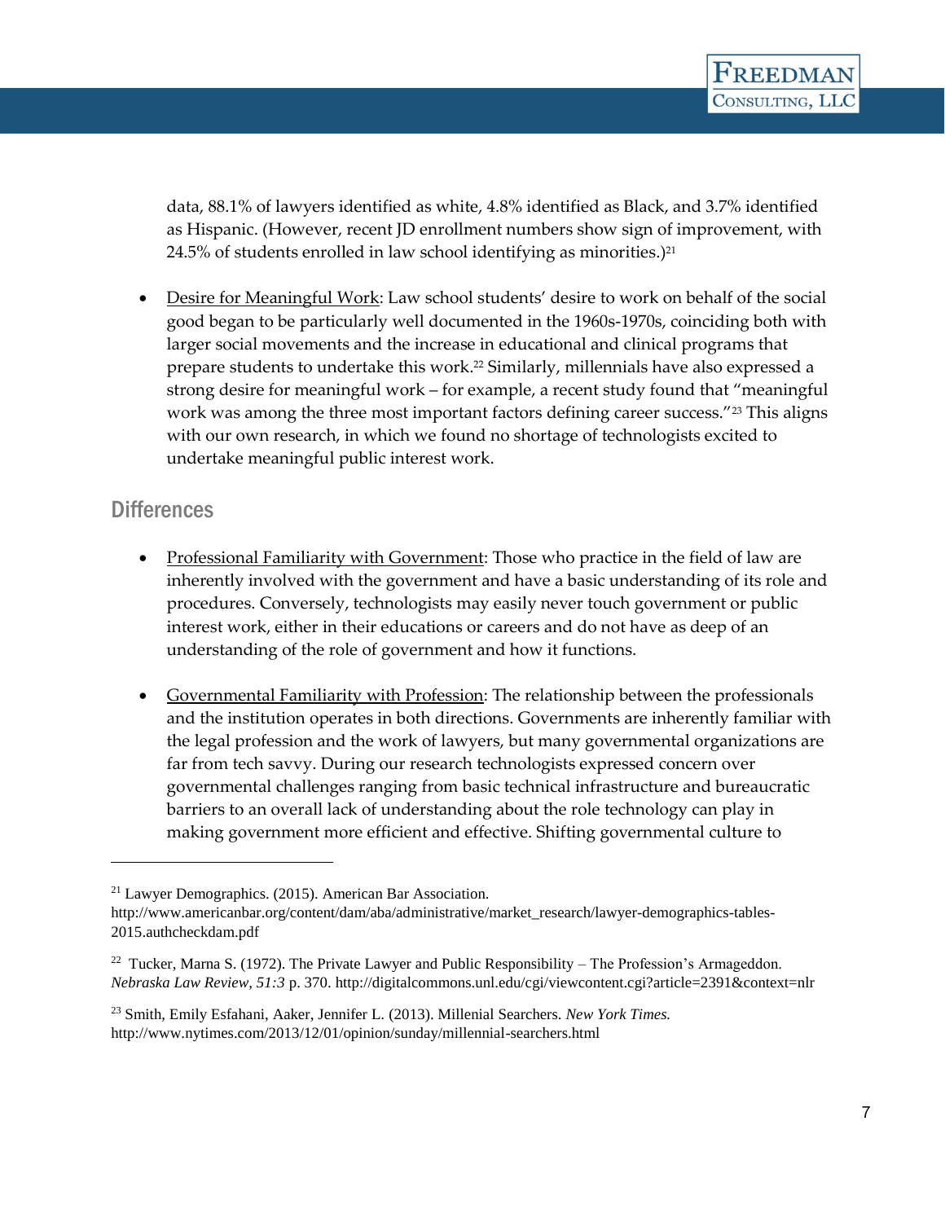data, 88.1% of lawyers identified as white, 4.8% identified as Black, and 3.7% identified as Hispanic. (However, recent JD enrollment numbers show sign of improvement, with 24.5% of students enrolled in law school identifying as minorities.)[21]

- Desire for Meaningful Work: Law school students' desire to work on behalf of the social good began to be particularly well documented in the 1960s-1970s, coinciding both with larger social movements and the increase in educational and clinical programs that prepare students to undertake this work.[22] Similarly, millennials have also expressed a strong desire for meaningful work – for example, a recent study found that "meaningful work was among the three most important factors defining career success."[23] This aligns with our own research, in which we found no shortage of technologists excited to undertake meaningful public interest work.

## Differences

- Professional Familiarity with Government: Those who practice in the field of law are inherently involved with the government and have a basic understanding of its role and procedures. Conversely, technologists may easily never touch government or public interest work, either in their educations or careers and do not have as deep of an understanding of the role of government and how it functions.

- Governmental Familiarity with Profession: The relationship between the professionals and the institution operates in both directions. Governments are inherently familiar with the legal profession and the work of lawyers, but many governmental organizations are far from tech savvy. During our research technologists expressed concern over governmental challenges ranging from basic technical infrastructure and bureaucratic barriers to an overall lack of understanding about the role technology can play in making government more efficient and effective. Shifting governmental culture to

---

[21] Lawyer Demographics. (2015). American Bar Association. http://www.americanbar.org/content/dam/aba/administrative/market_research/lawyer-demographics-tables-2015.authcheckdam.pdf

[22] Tucker, Marna S. (1972). The Private Lawyer and Public Responsibility – The Profession's Armageddon. *Nebraska Law Review, 51:3* p. 370. http://digitalcommons.unl.edu/cgi/viewcontent.cgi?article=2391&context=nlr

[23] Smith, Emily Esfahani, Aaker, Jennifer L. (2013). Millenial Searchers. *New York Times.* http://www.nytimes.com/2013/12/01/opinion/sunday/millennial-searchers.html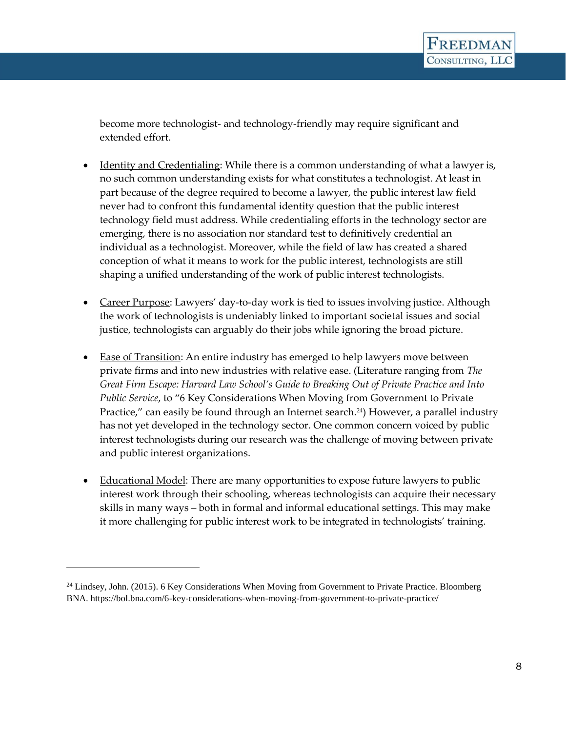become more technologist- and technology-friendly may require significant and extended effort.

- Identity and Credentialing: While there is a common understanding of what a lawyer is, no such common understanding exists for what constitutes a technologist. At least in part because of the degree required to become a lawyer, the public interest law field never had to confront this fundamental identity question that the public interest technology field must address. While credentialing efforts in the technology sector are emerging, there is no association nor standard test to definitively credential an individual as a technologist. Moreover, while the field of law has created a shared conception of what it means to work for the public interest, technologists are still shaping a unified understanding of the work of public interest technologists.

- Career Purpose: Lawyers' day-to-day work is tied to issues involving justice. Although the work of technologists is undeniably linked to important societal issues and social justice, technologists can arguably do their jobs while ignoring the broad picture.

- Ease of Transition: An entire industry has emerged to help lawyers move between private firms and into new industries with relative ease. (Literature ranging from *The Great Firm Escape: Harvard Law School's Guide to Breaking Out of Private Practice and Into Public Service*, to "6 Key Considerations When Moving from Government to Private Practice," can easily be found through an Internet search.[24]) However, a parallel industry has not yet developed in the technology sector. One common concern voiced by public interest technologists during our research was the challenge of moving between private and public interest organizations.

- Educational Model: There are many opportunities to expose future lawyers to public interest work through their schooling, whereas technologists can acquire their necessary skills in many ways – both in formal and informal educational settings. This may make it more challenging for public interest work to be integrated in technologists' training.

---

[24] Lindsey, John. (2015). 6 Key Considerations When Moving from Government to Private Practice. Bloomberg BNA. https://bol.bna.com/6-key-considerations-when-moving-from-government-to-private-practice/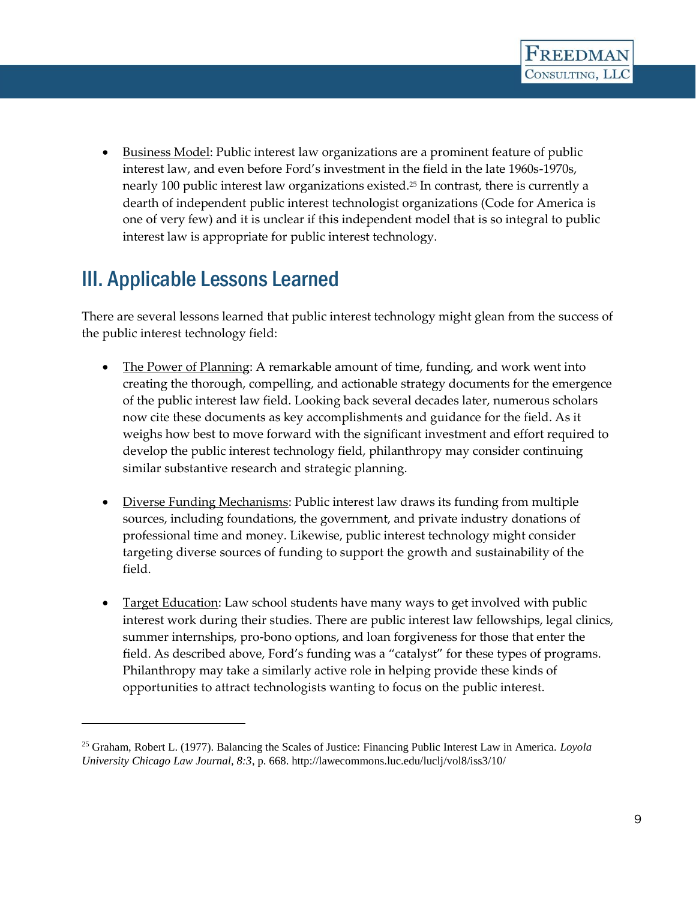- Business Model: Public interest law organizations are a prominent feature of public interest law, and even before Ford's investment in the field in the late 1960s-1970s, nearly 100 public interest law organizations existed.[25] In contrast, there is currently a dearth of independent public interest technologist organizations (Code for America is one of very few) and it is unclear if this independent model that is so integral to public interest law is appropriate for public interest technology.

## III. Applicable Lessons Learned

There are several lessons learned that public interest technology might glean from the success of the public interest technology field:

- The Power of Planning: A remarkable amount of time, funding, and work went into creating the thorough, compelling, and actionable strategy documents for the emergence of the public interest law field. Looking back several decades later, numerous scholars now cite these documents as key accomplishments and guidance for the field. As it weighs how best to move forward with the significant investment and effort required to develop the public interest technology field, philanthropy may consider continuing similar substantive research and strategic planning.

- Diverse Funding Mechanisms: Public interest law draws its funding from multiple sources, including foundations, the government, and private industry donations of professional time and money. Likewise, public interest technology might consider targeting diverse sources of funding to support the growth and sustainability of the field.

- Target Education: Law school students have many ways to get involved with public interest work during their studies. There are public interest law fellowships, legal clinics, summer internships, pro-bono options, and loan forgiveness for those that enter the field. As described above, Ford's funding was a "catalyst" for these types of programs. Philanthropy may take a similarly active role in helping provide these kinds of opportunities to attract technologists wanting to focus on the public interest.

---

[25] Graham, Robert L. (1977). Balancing the Scales of Justice: Financing Public Interest Law in America. *Loyola University Chicago Law Journal*, *8:3*, p. 668. http://lawecommons.luc.edu/luclj/vol8/iss3/10/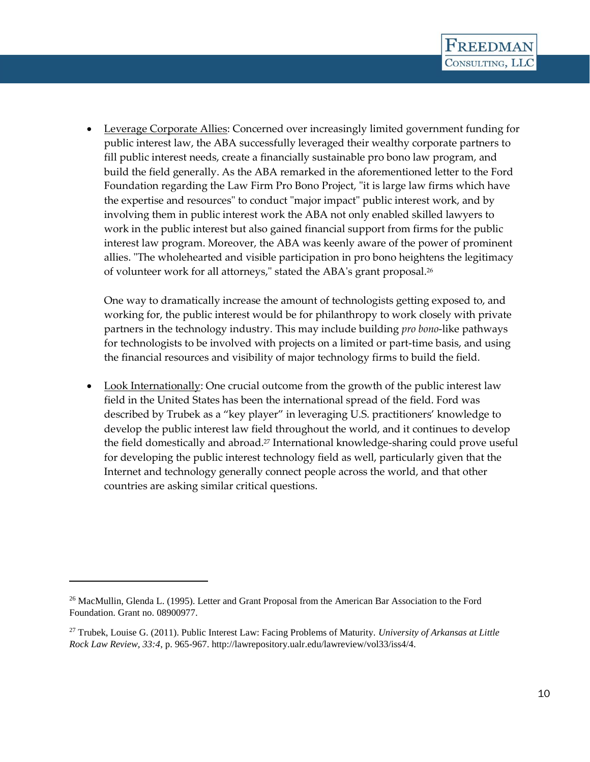- Leverage Corporate Allies: Concerned over increasingly limited government funding for public interest law, the ABA successfully leveraged their wealthy corporate partners to fill public interest needs, create a financially sustainable pro bono law program, and build the field generally. As the ABA remarked in the aforementioned letter to the Ford Foundation regarding the Law Firm Pro Bono Project, "it is large law firms which have the expertise and resources" to conduct "major impact" public interest work, and by involving them in public interest work the ABA not only enabled skilled lawyers to work in the public interest but also gained financial support from firms for the public interest law program. Moreover, the ABA was keenly aware of the power of prominent allies. "The wholehearted and visible participation in pro bono heightens the legitimacy of volunteer work for all attorneys," stated the ABA's grant proposal.[26]

  One way to dramatically increase the amount of technologists getting exposed to, and working for, the public interest would be for philanthropy to work closely with private partners in the technology industry. This may include building *pro bono*-like pathways for technologists to be involved with projects on a limited or part-time basis, and using the financial resources and visibility of major technology firms to build the field.

- Look Internationally: One crucial outcome from the growth of the public interest law field in the United States has been the international spread of the field. Ford was described by Trubek as a "key player" in leveraging U.S. practitioners' knowledge to develop the public interest law field throughout the world, and it continues to develop the field domestically and abroad.[27] International knowledge-sharing could prove useful for developing the public interest technology field as well, particularly given that the Internet and technology generally connect people across the world, and that other countries are asking similar critical questions.

---

[26] MacMullin, Glenda L. (1995). Letter and Grant Proposal from the American Bar Association to the Ford Foundation. Grant no. 08900977.

[27] Trubek, Louise G. (2011). Public Interest Law: Facing Problems of Maturity. *University of Arkansas at Little Rock Law Review, 33:4*, p. 965-967. http://lawrepository.ualr.edu/lawreview/vol33/iss4/4.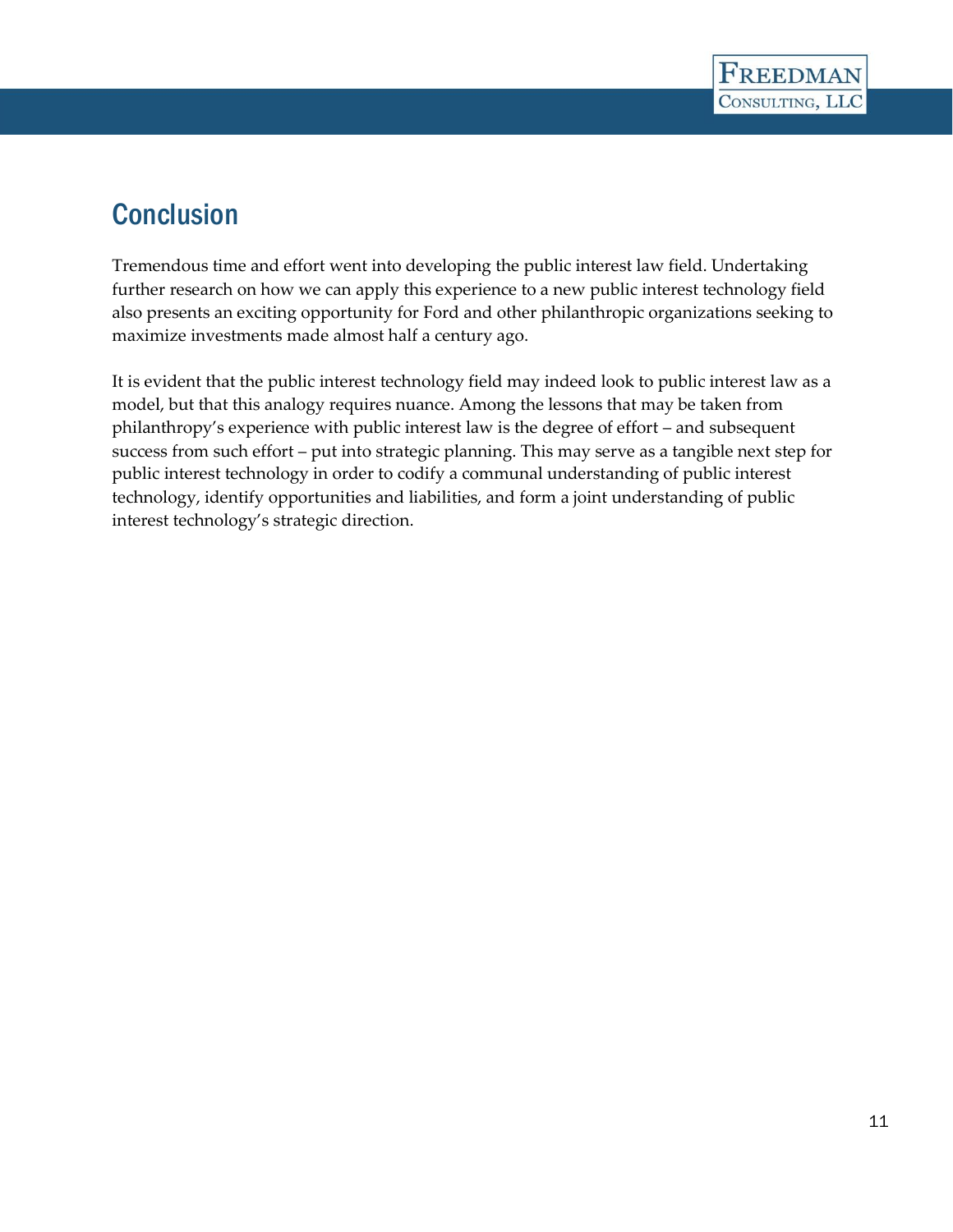## Conclusion

Tremendous time and effort went into developing the public interest law field. Undertaking further research on how we can apply this experience to a new public interest technology field also presents an exciting opportunity for Ford and other philanthropic organizations seeking to maximize investments made almost half a century ago.

It is evident that the public interest technology field may indeed look to public interest law as a model, but that this analogy requires nuance. Among the lessons that may be taken from philanthropy's experience with public interest law is the degree of effort – and subsequent success from such effort – put into strategic planning. This may serve as a tangible next step for public interest technology in order to codify a communal understanding of public interest technology, identify opportunities and liabilities, and form a joint understanding of public interest technology's strategic direction.